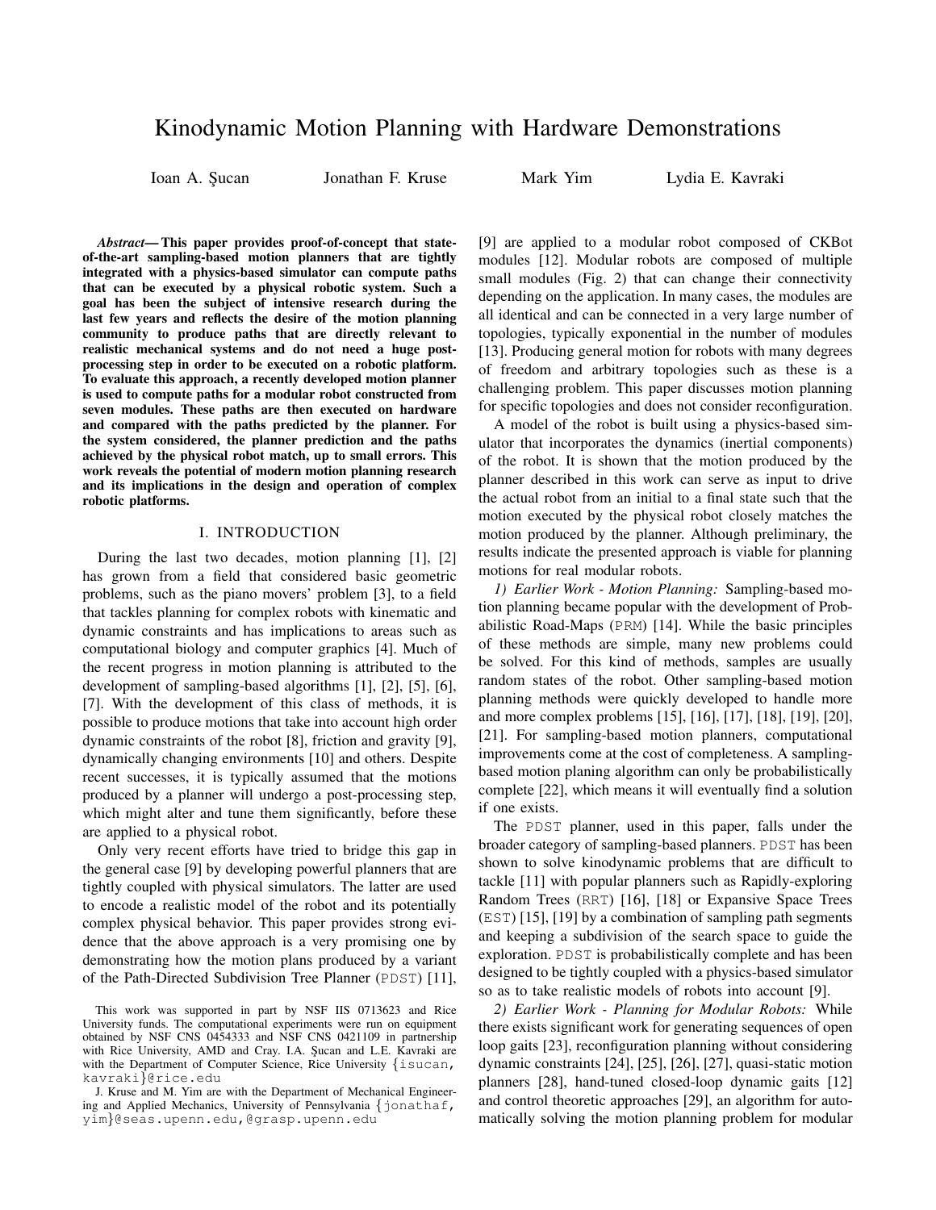# Kinodynamic Motion Planning with Hardware Demonstrations

Ioan A. Şucan    Jonathan F. Kruse    Mark Yim    Lydia E. Kavraki

***Abstract*— This paper provides proof-of-concept that state-of-the-art sampling-based motion planners that are tightly integrated with a physics-based simulator can compute paths that can be executed by a physical robotic system. Such a goal has been the subject of intensive research during the last few years and reflects the desire of the motion planning community to produce paths that are directly relevant to realistic mechanical systems and do not need a huge post-processing step in order to be executed on a robotic platform. To evaluate this approach, a recently developed motion planner is used to compute paths for a modular robot constructed from seven modules. These paths are then executed on hardware and compared with the paths predicted by the planner. For the system considered, the planner prediction and the paths achieved by the physical robot match, up to small errors. This work reveals the potential of modern motion planning research and its implications in the design and operation of complex robotic platforms.**

## I. INTRODUCTION

During the last two decades, motion planning [1], [2] has grown from a field that considered basic geometric problems, such as the piano movers' problem [3], to a field that tackles planning for complex robots with kinematic and dynamic constraints and has implications to areas such as computational biology and computer graphics [4]. Much of the recent progress in motion planning is attributed to the development of sampling-based algorithms [1], [2], [5], [6], [7]. With the development of this class of methods, it is possible to produce motions that take into account high order dynamic constraints of the robot [8], friction and gravity [9], dynamically changing environments [10] and others. Despite recent successes, it is typically assumed that the motions produced by a planner will undergo a post-processing step, which might alter and tune them significantly, before these are applied to a physical robot.

Only very recent efforts have tried to bridge this gap in the general case [9] by developing powerful planners that are tightly coupled with physical simulators. The latter are used to encode a realistic model of the robot and its potentially complex physical behavior. This paper provides strong evidence that the above approach is a very promising one by demonstrating how the motion plans produced by a variant of the Path-Directed Subdivision Tree Planner (PDST) [11], [9] are applied to a modular robot composed of CKBot modules [12]. Modular robots are composed of multiple small modules (Fig. 2) that can change their connectivity depending on the application. In many cases, the modules are all identical and can be connected in a very large number of topologies, typically exponential in the number of modules [13]. Producing general motion for robots with many degrees of freedom and arbitrary topologies such as these is a challenging problem. This paper discusses motion planning for specific topologies and does not consider reconfiguration.

A model of the robot is built using a physics-based simulator that incorporates the dynamics (inertial components) of the robot. It is shown that the motion produced by the planner described in this work can serve as input to drive the actual robot from an initial to a final state such that the motion executed by the physical robot closely matches the motion produced by the planner. Although preliminary, the results indicate the presented approach is viable for planning motions for real modular robots.

*1) Earlier Work - Motion Planning:* Sampling-based motion planning became popular with the development of Probabilistic Road-Maps (PRM) [14]. While the basic principles of these methods are simple, many new problems could be solved. For this kind of methods, samples are usually random states of the robot. Other sampling-based motion planning methods were quickly developed to handle more and more complex problems [15], [16], [17], [18], [19], [20], [21]. For sampling-based motion planners, computational improvements come at the cost of completeness. A sampling-based motion planing algorithm can only be probabilistically complete [22], which means it will eventually find a solution if one exists.

The PDST planner, used in this paper, falls under the broader category of sampling-based planners. PDST has been shown to solve kinodynamic problems that are difficult to tackle [11] with popular planners such as Rapidly-exploring Random Trees (RRT) [16], [18] or Expansive Space Trees (EST) [15], [19] by a combination of sampling path segments and keeping a subdivision of the search space to guide the exploration. PDST is probabilistically complete and has been designed to be tightly coupled with a physics-based simulator so as to take realistic models of robots into account [9].

*2) Earlier Work - Planning for Modular Robots:* While there exists significant work for generating sequences of open loop gaits [23], reconfiguration planning without considering dynamic constraints [24], [25], [26], [27], quasi-static motion planners [28], hand-tuned closed-loop dynamic gaits [12] and control theoretic approaches [29], an algorithm for automatically solving the motion planning problem for modular

This work was supported in part by NSF IIS 0713623 and Rice University funds. The computational experiments were run on equipment obtained by NSF CNS 0454333 and NSF CNS 0421109 in partnership with Rice University, AMD and Cray. I.A. Şucan and L.E. Kavraki are with the Department of Computer Science, Rice University {isucan, kavraki}@rice.edu

J. Kruse and M. Yim are with the Department of Mechanical Engineering and Applied Mechanics, University of Pennsylvania {jonathaf, yim}@seas.upenn.edu,@grasp.upenn.edu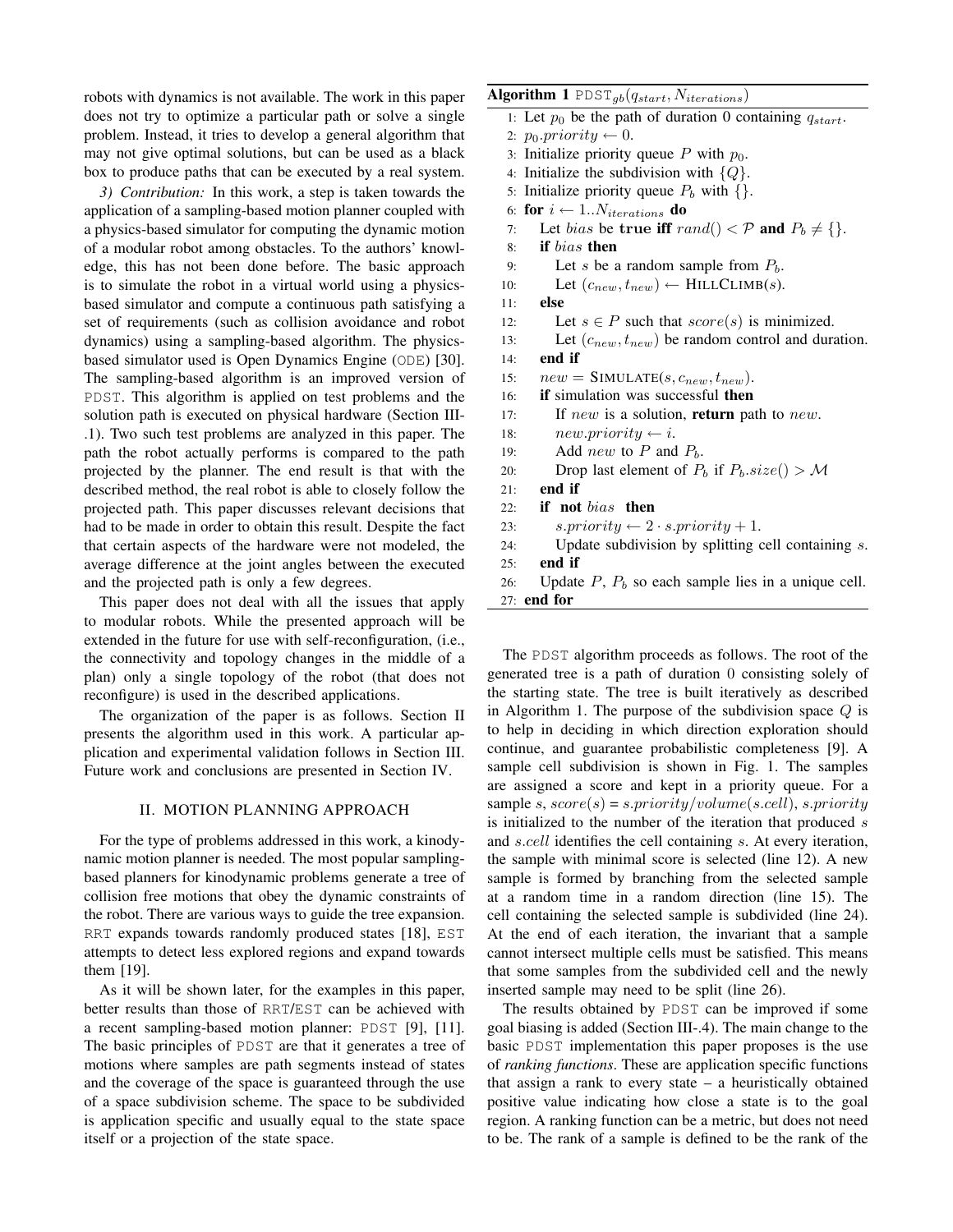robots with dynamics is not available. The work in this paper does not try to optimize a particular path or solve a single problem. Instead, it tries to develop a general algorithm that may not give optimal solutions, but can be used as a black box to produce paths that can be executed by a real system.

*3) Contribution:* In this work, a step is taken towards the application of a sampling-based motion planner coupled with a physics-based simulator for computing the dynamic motion of a modular robot among obstacles. To the authors' knowledge, this has not been done before. The basic approach is to simulate the robot in a virtual world using a physics-based simulator and compute a continuous path satisfying a set of requirements (such as collision avoidance and robot dynamics) using a sampling-based algorithm. The physics-based simulator used is Open Dynamics Engine (ODE) [30]. The sampling-based algorithm is an improved version of PDST. This algorithm is applied on test problems and the solution path is executed on physical hardware (Section III-.1). Two such test problems are analyzed in this paper. The path the robot actually performs is compared to the path projected by the planner. The end result is that with the described method, the real robot is able to closely follow the projected path. This paper discusses relevant decisions that had to be made in order to obtain this result. Despite the fact that certain aspects of the hardware were not modeled, the average difference at the joint angles between the executed and the projected path is only a few degrees.

This paper does not deal with all the issues that apply to modular robots. While the presented approach will be extended in the future for use with self-reconfiguration, (i.e., the connectivity and topology changes in the middle of a plan) only a single topology of the robot (that does not reconfigure) is used in the described applications.

The organization of the paper is as follows. Section II presents the algorithm used in this work. A particular application and experimental validation follows in Section III. Future work and conclusions are presented in Section IV.

## II. MOTION PLANNING APPROACH

For the type of problems addressed in this work, a kinodynamic motion planner is needed. The most popular sampling-based planners for kinodynamic problems generate a tree of collision free motions that obey the dynamic constraints of the robot. There are various ways to guide the tree expansion. RRT expands towards randomly produced states [18], EST attempts to detect less explored regions and expand towards them [19].

As it will be shown later, for the examples in this paper, better results than those of RRT/EST can be achieved with a recent sampling-based motion planner: PDST [9], [11]. The basic principles of PDST are that it generates a tree of motions where samples are path segments instead of states and the coverage of the space is guaranteed through the use of a space subdivision scheme. The space to be subdivided is application specific and usually equal to the state space itself or a projection of the state space.

**Algorithm 1** $\text{PDST}_{gb}(q_{start}, N_{iterations})$

```
1: Let p_0 be the path of duration 0 containing q_start.
2: p_0.priority ← 0.
3: Initialize priority queue P with p_0.
4: Initialize the subdivision with {Q}.
5: Initialize priority queue P_b with {}.
6: for i ← 1..N_iterations do
7:     Let bias be true iff rand() < 𝒫 and P_b ≠ {}.
8:     if bias then
9:         Let s be a random sample from P_b.
10:        Let (c_new, t_new) ← HILLCLIMB(s).
11:    else
12:        Let s ∈ P such that score(s) is minimized.
13:        Let (c_new, t_new) be random control and duration.
14:    end if
15:    new = SIMULATE(s, c_new, t_new).
16:    if simulation was successful then
17:        If new is a solution, return path to new.
18:        new.priority ← i.
19:        Add new to P and P_b.
20:        Drop last element of P_b if P_b.size() > ℳ
21:    end if
22:    if not bias then
23:        s.priority ← 2 · s.priority + 1.
24:        Update subdivision by splitting cell containing s.
25:    end if
26:    Update P, P_b so each sample lies in a unique cell.
27: end for
```

The PDST algorithm proceeds as follows. The root of the generated tree is a path of duration 0 consisting solely of the starting state. The tree is built iteratively as described in Algorithm 1. The purpose of the subdivision space $Q$ is to help in deciding in which direction exploration should continue, and guarantee probabilistic completeness [9]. A sample cell subdivision is shown in Fig. 1. The samples are assigned a score and kept in a priority queue. For a sample $s$, $score(s) = s.priority/volume(s.cell)$, $s.priority$ is initialized to the number of the iteration that produced $s$ and $s.cell$ identifies the cell containing $s$. At every iteration, the sample with minimal score is selected (line 12). A new sample is formed by branching from the selected sample at a random time in a random direction (line 15). The cell containing the selected sample is subdivided (line 24). At the end of each iteration, the invariant that a sample cannot intersect multiple cells must be satisfied. This means that some samples from the subdivided cell and the newly inserted sample may need to be split (line 26).

The results obtained by PDST can be improved if some goal biasing is added (Section III-.4). The main change to the basic PDST implementation this paper proposes is the use of *ranking functions*. These are application specific functions that assign a rank to every state – a heuristically obtained positive value indicating how close a state is to the goal region. A ranking function can be a metric, but does not need to be. The rank of a sample is defined to be the rank of the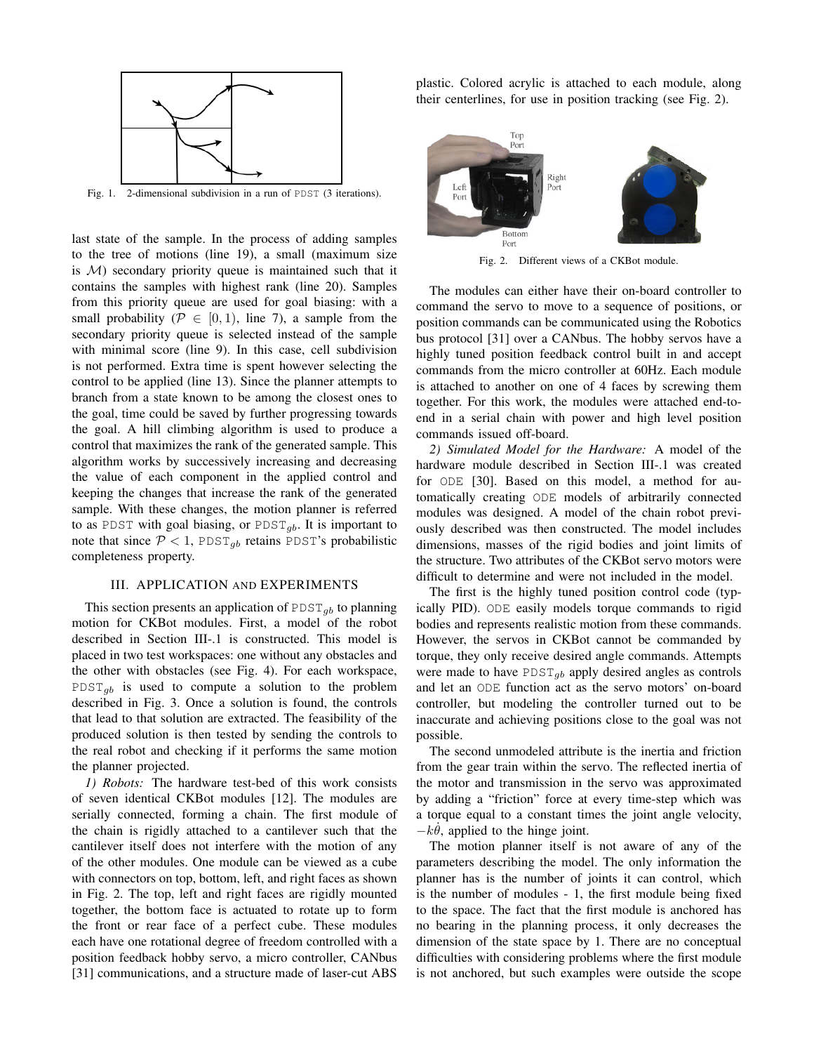Fig. 1. 2-dimensional subdivision in a run of PDST (3 iterations).

last state of the sample. In the process of adding samples to the tree of motions (line 19), a small (maximum size is $\mathcal{M}$) secondary priority queue is maintained such that it contains the samples with highest rank (line 20). Samples from this priority queue are used for goal biasing: with a small probability ($\mathcal{P} \in [0, 1)$, line 7), a sample from the secondary priority queue is selected instead of the sample with minimal score (line 9). In this case, cell subdivision is not performed. Extra time is spent however selecting the control to be applied (line 13). Since the planner attempts to branch from a state known to be among the closest ones to the goal, time could be saved by further progressing towards the goal. A hill climbing algorithm is used to produce a control that maximizes the rank of the generated sample. This algorithm works by successively increasing and decreasing the value of each component in the applied control and keeping the changes that increase the rank of the generated sample. With these changes, the motion planner is referred to as PDST with goal biasing, or $\text{PDST}_{gb}$. It is important to note that since $\mathcal{P} < 1$, $\text{PDST}_{gb}$ retains PDST's probabilistic completeness property.

## III. APPLICATION AND EXPERIMENTS

This section presents an application of $\text{PDST}_{gb}$ to planning motion for CKBot modules. First, a model of the robot described in Section III-.1 is constructed. This model is placed in two test workspaces: one without any obstacles and the other with obstacles (see Fig. 4). For each workspace, $\text{PDST}_{gb}$ is used to compute a solution to the problem described in Fig. 3. Once a solution is found, the controls that lead to that solution are extracted. The feasibility of the produced solution is then tested by sending the controls to the real robot and checking if it performs the same motion the planner projected.

*1) Robots:* The hardware test-bed of this work consists of seven identical CKBot modules [12]. The modules are serially connected, forming a chain. The first module of the chain is rigidly attached to a cantilever such that the cantilever itself does not interfere with the motion of any of the other modules. One module can be viewed as a cube with connectors on top, bottom, left, and right faces as shown in Fig. 2. The top, left and right faces are rigidly mounted together, the bottom face is actuated to rotate up to form the front or rear face of a perfect cube. These modules each have one rotational degree of freedom controlled with a position feedback hobby servo, a micro controller, CANbus [31] communications, and a structure made of laser-cut ABS plastic. Colored acrylic is attached to each module, along their centerlines, for use in position tracking (see Fig. 2).

Fig. 2. Different views of a CKBot module.

The modules can either have their on-board controller to command the servo to move to a sequence of positions, or position commands can be communicated using the Robotics bus protocol [31] over a CANbus. The hobby servos have a highly tuned position feedback control built in and accept commands from the micro controller at 60Hz. Each module is attached to another on one of 4 faces by screwing them together. For this work, the modules were attached end-to-end in a serial chain with power and high level position commands issued off-board.

*2) Simulated Model for the Hardware:* A model of the hardware module described in Section III-.1 was created for ODE [30]. Based on this model, a method for automatically creating ODE models of arbitrarily connected modules was designed. A model of the chain robot previously described was then constructed. The model includes dimensions, masses of the rigid bodies and joint limits of the structure. Two attributes of the CKBot servo motors were difficult to determine and were not included in the model.

The first is the highly tuned position control code (typically PID). ODE easily models torque commands to rigid bodies and represents realistic motion from these commands. However, the servos in CKBot cannot be commanded by torque, they only receive desired angle commands. Attempts were made to have $\text{PDST}_{gb}$ apply desired angles as controls and let an ODE function act as the servo motors' on-board controller, but modeling the controller turned out to be inaccurate and achieving positions close to the goal was not possible.

The second unmodeled attribute is the inertia and friction from the gear train within the servo. The reflected inertia of the motor and transmission in the servo was approximated by adding a "friction" force at every time-step which was a torque equal to a constant times the joint angle velocity, $-k\dot{\theta}$, applied to the hinge joint.

The motion planner itself is not aware of any of the parameters describing the model. The only information the planner has is the number of joints it can control, which is the number of modules - 1, the first module being fixed to the space. The fact that the first module is anchored has no bearing in the planning process, it only decreases the dimension of the state space by 1. There are no conceptual difficulties with considering problems where the first module is not anchored, but such examples were outside the scope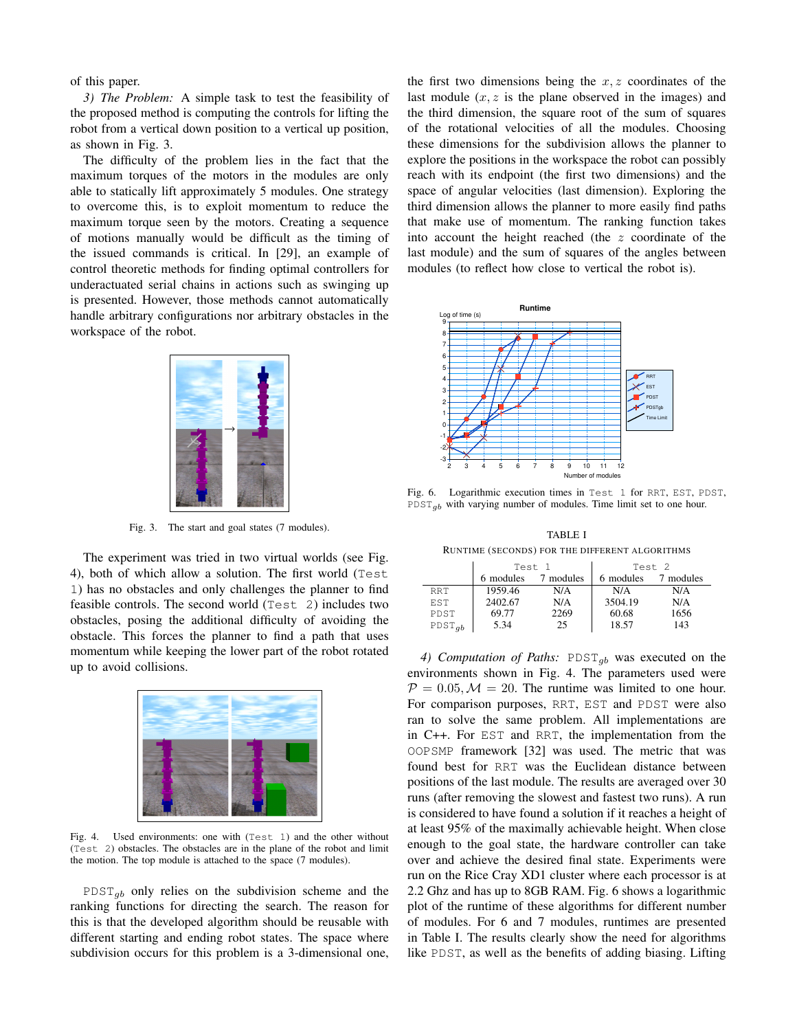of this paper.

*3) The Problem:* A simple task to test the feasibility of the proposed method is computing the controls for lifting the robot from a vertical down position to a vertical up position, as shown in Fig. 3.

The difficulty of the problem lies in the fact that the maximum torques of the motors in the modules are only able to statically lift approximately 5 modules. One strategy to overcome this, is to exploit momentum to reduce the maximum torque seen by the motors. Creating a sequence of motions manually would be difficult as the timing of the issued commands is critical. In [29], an example of control theoretic methods for finding optimal controllers for underactuated serial chains in actions such as swinging up is presented. However, those methods cannot automatically handle arbitrary configurations nor arbitrary obstacles in the workspace of the robot.

Fig. 3. The start and goal states (7 modules).

The experiment was tried in two virtual worlds (see Fig. 4), both of which allow a solution. The first world (`Test 1`) has no obstacles and only challenges the planner to find feasible controls. The second world (`Test 2`) includes two obstacles, posing the additional difficulty of avoiding the obstacle. This forces the planner to find a path that uses momentum while keeping the lower part of the robot rotated up to avoid collisions.

Fig. 4. Used environments: one with (`Test 1`) and the other without (`Test 2`) obstacles. The obstacles are in the plane of the robot and limit the motion. The top module is attached to the space (7 modules).

$\texttt{PDST}_{gb}$ only relies on the subdivision scheme and the ranking functions for directing the search. The reason for this is that the developed algorithm should be reusable with different starting and ending robot states. The space where subdivision occurs for this problem is a 3-dimensional one, the first two dimensions being the $x, z$ coordinates of the last module ($x, z$ is the plane observed in the images) and the third dimension, the square root of the sum of squares of the rotational velocities of all the modules. Choosing these dimensions for the subdivision allows the planner to explore the positions in the workspace the robot can possibly reach with its endpoint (the first two dimensions) and the space of angular velocities (last dimension). Exploring the third dimension allows the planner to more easily find paths that make use of momentum. The ranking function takes into account the height reached (the $z$ coordinate of the last module) and the sum of squares of the angles between modules (to reflect how close to vertical the robot is).

Fig. 6. Logarithmic execution times in `Test 1` for `RRT`, `EST`, `PDST`, $\texttt{PDST}_{gb}$ with varying number of modules. Time limit set to one hour.

TABLE I
RUNTIME (SECONDS) FOR THE DIFFERENT ALGORITHMS

| | `Test 1` | | `Test 2` | |
|---|---|---|---|---|
| | 6 modules | 7 modules | 6 modules | 7 modules |
| `RRT` | 1959.46 | N/A | N/A | N/A |
| `EST` | 2402.67 | N/A | 3504.19 | N/A |
| `PDST` | 69.77 | 2269 | 60.68 | 1656 |
| $\texttt{PDST}_{gb}$ | 5.34 | 25 | 18.57 | 143 |

*4) Computation of Paths:* $\texttt{PDST}_{gb}$ was executed on the environments shown in Fig. 4. The parameters used were $\mathcal{P} = 0.05, \mathcal{M} = 20$. The runtime was limited to one hour. For comparison purposes, `RRT`, `EST` and `PDST` were also ran to solve the same problem. All implementations are in C++. For `EST` and `RRT`, the implementation from the `OOPSMP` framework [32] was used. The metric that was found best for `RRT` was the Euclidean distance between positions of the last module. The results are averaged over 30 runs (after removing the slowest and fastest two runs). A run is considered to have found a solution if it reaches a height of at least 95% of the maximally achievable height. When close enough to the goal state, the hardware controller can take over and achieve the desired final state. Experiments were run on the Rice Cray XD1 cluster where each processor is at 2.2 Ghz and has up to 8GB RAM. Fig. 6 shows a logarithmic plot of the runtime of these algorithms for different number of modules. For 6 and 7 modules, runtimes are presented in Table I. The results clearly show the need for algorithms like `PDST`, as well as the benefits of adding biasing. Lifting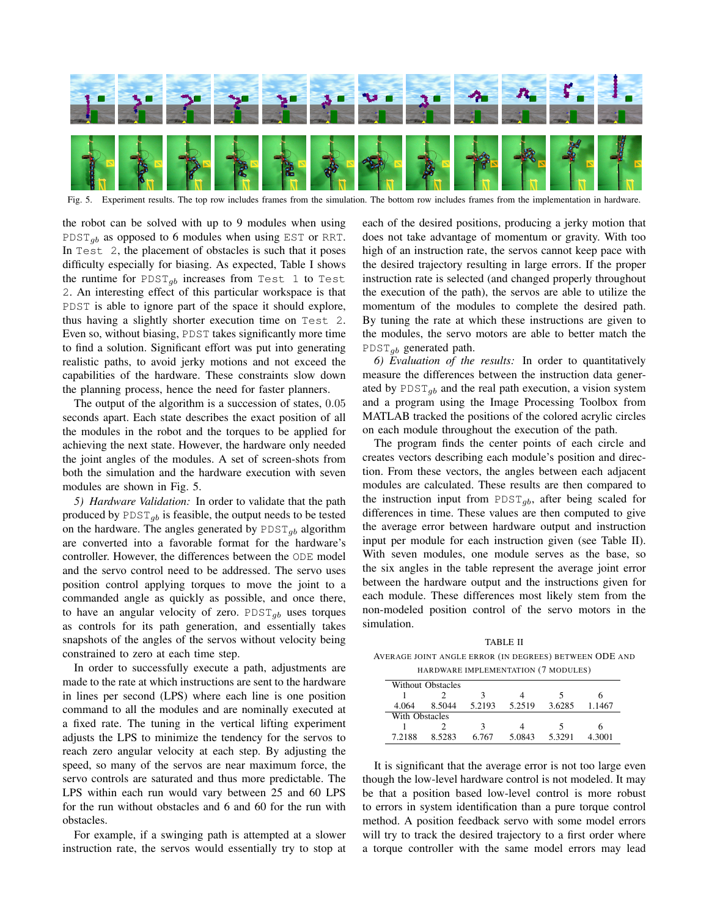Fig. 5. Experiment results. The top row includes frames from the simulation. The bottom row includes frames from the implementation in hardware.

the robot can be solved with up to 9 modules when using $\texttt{PDST}_{gb}$ as opposed to 6 modules when using EST or RRT. In Test 2, the placement of obstacles is such that it poses difficulty especially for biasing. As expected, Table I shows the runtime for $\texttt{PDST}_{gb}$ increases from Test 1 to Test 2. An interesting effect of this particular workspace is that PDST is able to ignore part of the space it should explore, thus having a slightly shorter execution time on Test 2. Even so, without biasing, PDST takes significantly more time to find a solution. Significant effort was put into generating realistic paths, to avoid jerky motions and not exceed the capabilities of the hardware. These constraints slow down the planning process, hence the need for faster planners.

The output of the algorithm is a succession of states, 0.05 seconds apart. Each state describes the exact position of all the modules in the robot and the torques to be applied for achieving the next state. However, the hardware only needed the joint angles of the modules. A set of screen-shots from both the simulation and the hardware execution with seven modules are shown in Fig. 5.

*5) Hardware Validation:* In order to validate that the path produced by $\texttt{PDST}_{gb}$ is feasible, the output needs to be tested on the hardware. The angles generated by $\texttt{PDST}_{gb}$ algorithm are converted into a favorable format for the hardware's controller. However, the differences between the ODE model and the servo control need to be addressed. The servo uses position control applying torques to move the joint to a commanded angle as quickly as possible, and once there, to have an angular velocity of zero. $\texttt{PDST}_{gb}$ uses torques as controls for its path generation, and essentially takes snapshots of the angles of the servos without velocity being constrained to zero at each time step.

In order to successfully execute a path, adjustments are made to the rate at which instructions are sent to the hardware in lines per second (LPS) where each line is one position command to all the modules and are nominally executed at a fixed rate. The tuning in the vertical lifting experiment adjusts the LPS to minimize the tendency for the servos to reach zero angular velocity at each step. By adjusting the speed, so many of the servos are near maximum force, the servo controls are saturated and thus more predictable. The LPS within each run would vary between 25 and 60 LPS for the run without obstacles and 6 and 60 for the run with obstacles.

For example, if a swinging path is attempted at a slower instruction rate, the servos would essentially try to stop at each of the desired positions, producing a jerky motion that does not take advantage of momentum or gravity. With too high of an instruction rate, the servos cannot keep pace with the desired trajectory resulting in large errors. If the proper instruction rate is selected (and changed properly throughout the execution of the path), the servos are able to utilize the momentum of the modules to complete the desired path. By tuning the rate at which these instructions are given to the modules, the servo motors are able to better match the $\texttt{PDST}_{gb}$ generated path.

*6) Evaluation of the results:* In order to quantitatively measure the differences between the instruction data generated by $\texttt{PDST}_{gb}$ and the real path execution, a vision system and a program using the Image Processing Toolbox from MATLAB tracked the positions of the colored acrylic circles on each module throughout the execution of the path.

The program finds the center points of each circle and creates vectors describing each module's position and direction. From these vectors, the angles between each adjacent modules are calculated. These results are then compared to the instruction input from $\texttt{PDST}_{gb}$, after being scaled for differences in time. These values are then computed to give the average error between hardware output and instruction input per module for each instruction given (see Table II). With seven modules, one module serves as the base, so the six angles in the table represent the average joint error between the hardware output and the instructions given for each module. These differences most likely stem from the non-modeled position control of the servo motors in the simulation.

TABLE II

AVERAGE JOINT ANGLE ERROR (IN DEGREES) BETWEEN ODE AND HARDWARE IMPLEMENTATION (7 MODULES)

| Without Obstacles | | | | | |
|---|---|---|---|---|---|
| 1 | 2 | 3 | 4 | 5 | 6 |
| 4.064 | 8.5044 | 5.2193 | 5.2519 | 3.6285 | 1.1467 |
| **With Obstacles** | | | | | |
| 1 | 2 | 3 | 4 | 5 | 6 |
| 7.2188 | 8.5283 | 6.767 | 5.0843 | 5.3291 | 4.3001 |

It is significant that the average error is not too large even though the low-level hardware control is not modeled. It may be that a position based low-level control is more robust to errors in system identification than a pure torque control method. A position feedback servo with some model errors will try to track the desired trajectory to a first order where a torque controller with the same model errors may lead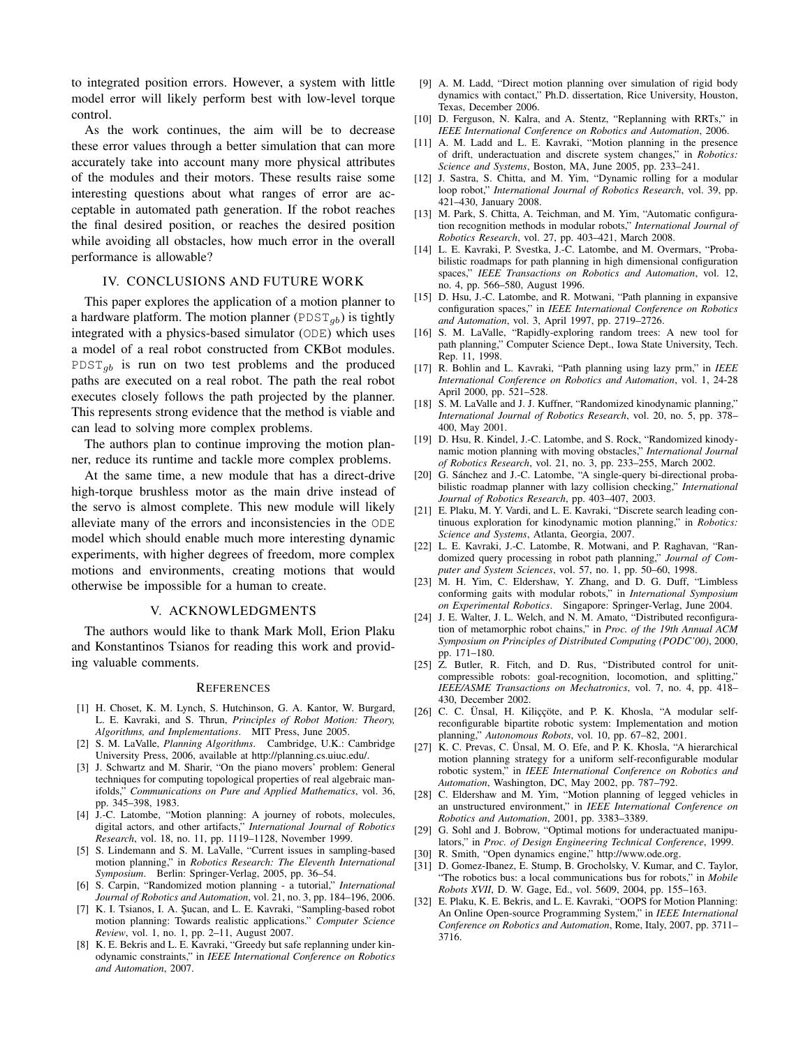to integrated position errors. However, a system with little model error will likely perform best with low-level torque control.

As the work continues, the aim will be to decrease these error values through a better simulation that can more accurately take into account many more physical attributes of the modules and their motors. These results raise some interesting questions about what ranges of error are acceptable in automated path generation. If the robot reaches the final desired position, or reaches the desired position while avoiding all obstacles, how much error in the overall performance is allowable?

## IV. CONCLUSIONS AND FUTURE WORK

This paper explores the application of a motion planner to a hardware platform. The motion planner ($\mathtt{PDST}_{gb}$) is tightly integrated with a physics-based simulator (ODE) which uses a model of a real robot constructed from CKBot modules. $\mathtt{PDST}_{gb}$ is run on two test problems and the produced paths are executed on a real robot. The path the real robot executes closely follows the path projected by the planner. This represents strong evidence that the method is viable and can lead to solving more complex problems.

The authors plan to continue improving the motion planner, reduce its runtime and tackle more complex problems.

At the same time, a new module that has a direct-drive high-torque brushless motor as the main drive instead of the servo is almost complete. This new module will likely alleviate many of the errors and inconsistencies in the ODE model which should enable much more interesting dynamic experiments, with higher degrees of freedom, more complex motions and environments, creating motions that would otherwise be impossible for a human to create.

## V. ACKNOWLEDGMENTS

The authors would like to thank Mark Moll, Erion Plaku and Konstantinos Tsianos for reading this work and providing valuable comments.

## REFERENCES

[1] H. Choset, K. M. Lynch, S. Hutchinson, G. A. Kantor, W. Burgard, L. E. Kavraki, and S. Thrun, *Principles of Robot Motion: Theory, Algorithms, and Implementations*. MIT Press, June 2005.

[2] S. M. LaValle, *Planning Algorithms*. Cambridge, U.K.: Cambridge University Press, 2006, available at http://planning.cs.uiuc.edu/.

[3] J. Schwartz and M. Sharir, "On the piano movers' problem: General techniques for computing topological properties of real algebraic manifolds," *Communications on Pure and Applied Mathematics*, vol. 36, pp. 345–398, 1983.

[4] J.-C. Latombe, "Motion planning: A journey of robots, molecules, digital actors, and other artifacts," *International Journal of Robotics Research*, vol. 18, no. 11, pp. 1119–1128, November 1999.

[5] S. Lindemann and S. M. LaValle, "Current issues in sampling-based motion planning," in *Robotics Research: The Eleventh International Symposium*. Berlin: Springer-Verlag, 2005, pp. 36–54.

[6] S. Carpin, "Randomized motion planning - a tutorial," *International Journal of Robotics and Automation*, vol. 21, no. 3, pp. 184–196, 2006.

[7] K. I. Tsianos, I. A. Şucan, and L. E. Kavraki, "Sampling-based robot motion planning: Towards realistic applications," *Computer Science Review*, vol. 1, no. 1, pp. 2–11, August 2007.

[8] K. E. Bekris and L. E. Kavraki, "Greedy but safe replanning under kinodynamic constraints," in *IEEE International Conference on Robotics and Automation*, 2007.

[9] A. M. Ladd, "Direct motion planning over simulation of rigid body dynamics with contact," Ph.D. dissertation, Rice University, Houston, Texas, December 2006.

[10] D. Ferguson, N. Kalra, and A. Stentz, "Replanning with RRTs," in *IEEE International Conference on Robotics and Automation*, 2006.

[11] A. M. Ladd and L. E. Kavraki, "Motion planning in the presence of drift, underactuation and discrete system changes," in *Robotics: Science and Systems*, Boston, MA, June 2005, pp. 233–241.

[12] J. Sastra, S. Chitta, and M. Yim, "Dynamic rolling for a modular loop robot," *International Journal of Robotics Research*, vol. 39, pp. 421–430, January 2008.

[13] M. Park, S. Chitta, A. Teichman, and M. Yim, "Automatic configuration recognition methods in modular robots," *International Journal of Robotics Research*, vol. 27, pp. 403–421, March 2008.

[14] L. E. Kavraki, P. Svestka, J.-C. Latombe, and M. Overmars, "Probabilistic roadmaps for path planning in high dimensional configuration spaces," *IEEE Transactions on Robotics and Automation*, vol. 12, no. 4, pp. 566–580, August 1996.

[15] D. Hsu, J.-C. Latombe, and R. Motwani, "Path planning in expansive configuration spaces," in *IEEE International Conference on Robotics and Automation*, vol. 3, April 1997, pp. 2719–2726.

[16] S. M. LaValle, "Rapidly-exploring random trees: A new tool for path planning," Computer Science Dept., Iowa State University, Tech. Rep. 11, 1998.

[17] R. Bohlin and L. Kavraki, "Path planning using lazy prm," in *IEEE International Conference on Robotics and Automation*, vol. 1, 24-28 April 2000, pp. 521–528.

[18] S. M. LaValle and J. J. Kuffner, "Randomized kinodynamic planning," *International Journal of Robotics Research*, vol. 20, no. 5, pp. 378–400, May 2001.

[19] D. Hsu, R. Kindel, J.-C. Latombe, and S. Rock, "Randomized kinodynamic motion planning with moving obstacles," *International Journal of Robotics Research*, vol. 21, no. 3, pp. 233–255, March 2002.

[20] G. Sánchez and J.-C. Latombe, "A single-query bi-directional probabilistic roadmap planner with lazy collision checking," *International Journal of Robotics Research*, pp. 403–407, 2003.

[21] E. Plaku, M. Y. Vardi, and L. E. Kavraki, "Discrete search leading continuous exploration for kinodynamic motion planning," in *Robotics: Science and Systems*, Atlanta, Georgia, 2007.

[22] L. E. Kavraki, J.-C. Latombe, R. Motwani, and P. Raghavan, "Randomized query processing in robot path planning," *Journal of Computer and System Sciences*, vol. 57, no. 1, pp. 50–60, 1998.

[23] M. H. Yim, C. Eldershaw, Y. Zhang, and D. G. Duff, "Limbless conforming gaits with modular robots," in *International Symposium on Experimental Robotics*. Singapore: Springer-Verlag, June 2004.

[24] J. E. Walter, J. L. Welch, and N. M. Amato, "Distributed reconfiguration of metamorphic robot chains," in *Proc. of the 19th Annual ACM Symposium on Principles of Distributed Computing (PODC'00)*, 2000, pp. 171–180.

[25] Z. Butler, R. Fitch, and D. Rus, "Distributed control for unit-compressible robots: goal-recognition, locomotion, and splitting," *IEEE/ASME Transactions on Mechatronics*, vol. 7, no. 4, pp. 418–430, December 2002.

[26] C. C. Ünsal, H. Kiliççöte, and P. K. Khosla, "A modular self-reconfigurable bipartite robotic system: Implementation and motion planning," *Autonomous Robots*, vol. 10, pp. 67–82, 2001.

[27] K. C. Prevas, C. Ünsal, M. O. Efe, and P. K. Khosla, "A hierarchical motion planning strategy for a uniform self-reconfigurable modular robotic system," in *IEEE International Conference on Robotics and Automation*, Washington, DC, May 2002, pp. 787–792.

[28] C. Eldershaw and M. Yim, "Motion planning of legged vehicles in an unstructured environment," in *IEEE International Conference on Robotics and Automation*, 2001, pp. 3383–3389.

[29] G. Sohl and J. Bobrow, "Optimal motions for underactuated manipulators," in *Proc. of Design Engineering Technical Conference*, 1999.

[30] R. Smith, "Open dynamics engine," http://www.ode.org.

[31] D. Gomez-Ibanez, E. Stump, B. Grocholsky, V. Kumar, and C. Taylor, "The robotics bus: a local communications bus for robots," in *Mobile Robots XVII*, D. W. Gage, Ed., vol. 5609, 2004, pp. 155–163.

[32] E. Plaku, K. E. Bekris, and L. E. Kavraki, "OOPS for Motion Planning: An Online Open-source Programming System," in *IEEE International Conference on Robotics and Automation*, Rome, Italy, 2007, pp. 3711–3716.